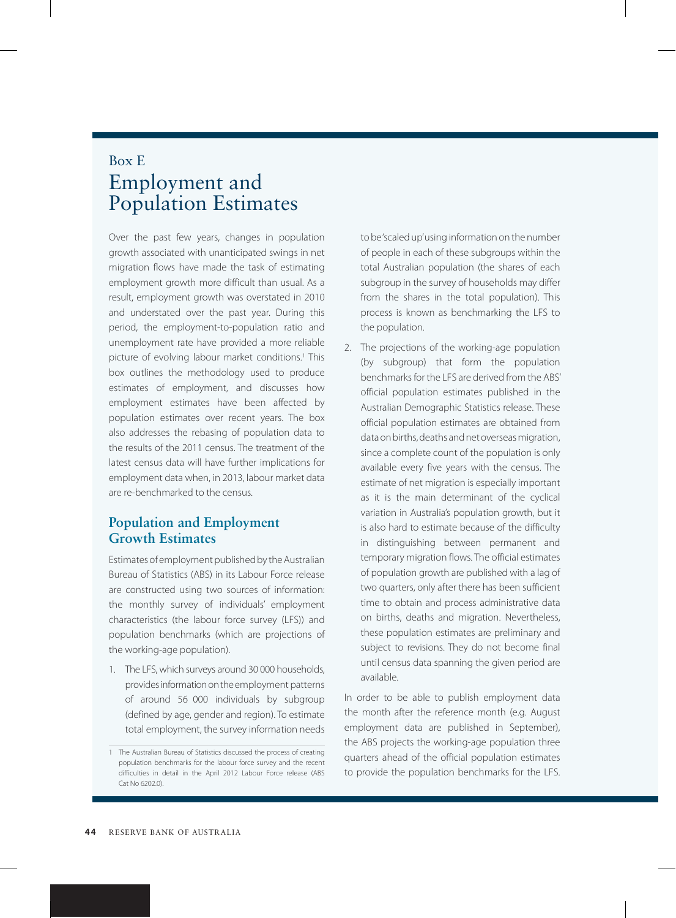# Box E
# Employment and Population Estimates

Over the past few years, changes in population growth associated with unanticipated swings in net migration flows have made the task of estimating employment growth more difficult than usual. As a result, employment growth was overstated in 2010 and understated over the past year. During this period, the employment-to-population ratio and unemployment rate have provided a more reliable picture of evolving labour market conditions.[1] This box outlines the methodology used to produce estimates of employment, and discusses how employment estimates have been affected by population estimates over recent years. The box also addresses the rebasing of population data to the results of the 2011 census. The treatment of the latest census data will have further implications for employment data when, in 2013, labour market data are re-benchmarked to the census.

## Population and Employment Growth Estimates

Estimates of employment published by the Australian Bureau of Statistics (ABS) in its Labour Force release are constructed using two sources of information: the monthly survey of individuals' employment characteristics (the labour force survey (LFS)) and population benchmarks (which are projections of the working-age population).

1. The LFS, which surveys around 30 000 households, provides information on the employment patterns of around 56 000 individuals by subgroup (defined by age, gender and region). To estimate total employment, the survey information needs to be 'scaled up' using information on the number of people in each of these subgroups within the total Australian population (the shares of each subgroup in the survey of households may differ from the shares in the total population). This process is known as benchmarking the LFS to the population.
2. The projections of the working-age population (by subgroup) that form the population benchmarks for the LFS are derived from the ABS' official population estimates published in the Australian Demographic Statistics release. These official population estimates are obtained from data on births, deaths and net overseas migration, since a complete count of the population is only available every five years with the census. The estimate of net migration is especially important as it is the main determinant of the cyclical variation in Australia's population growth, but it is also hard to estimate because of the difficulty in distinguishing between permanent and temporary migration flows. The official estimates of population growth are published with a lag of two quarters, only after there has been sufficient time to obtain and process administrative data on births, deaths and migration. Nevertheless, these population estimates are preliminary and subject to revisions. They do not become final until census data spanning the given period are available.

In order to be able to publish employment data the month after the reference month (e.g. August employment data are published in September), the ABS projects the working-age population three quarters ahead of the official population estimates to provide the population benchmarks for the LFS.

[1] The Australian Bureau of Statistics discussed the process of creating population benchmarks for the labour force survey and the recent difficulties in detail in the April 2012 Labour Force release (ABS Cat No 6202.0).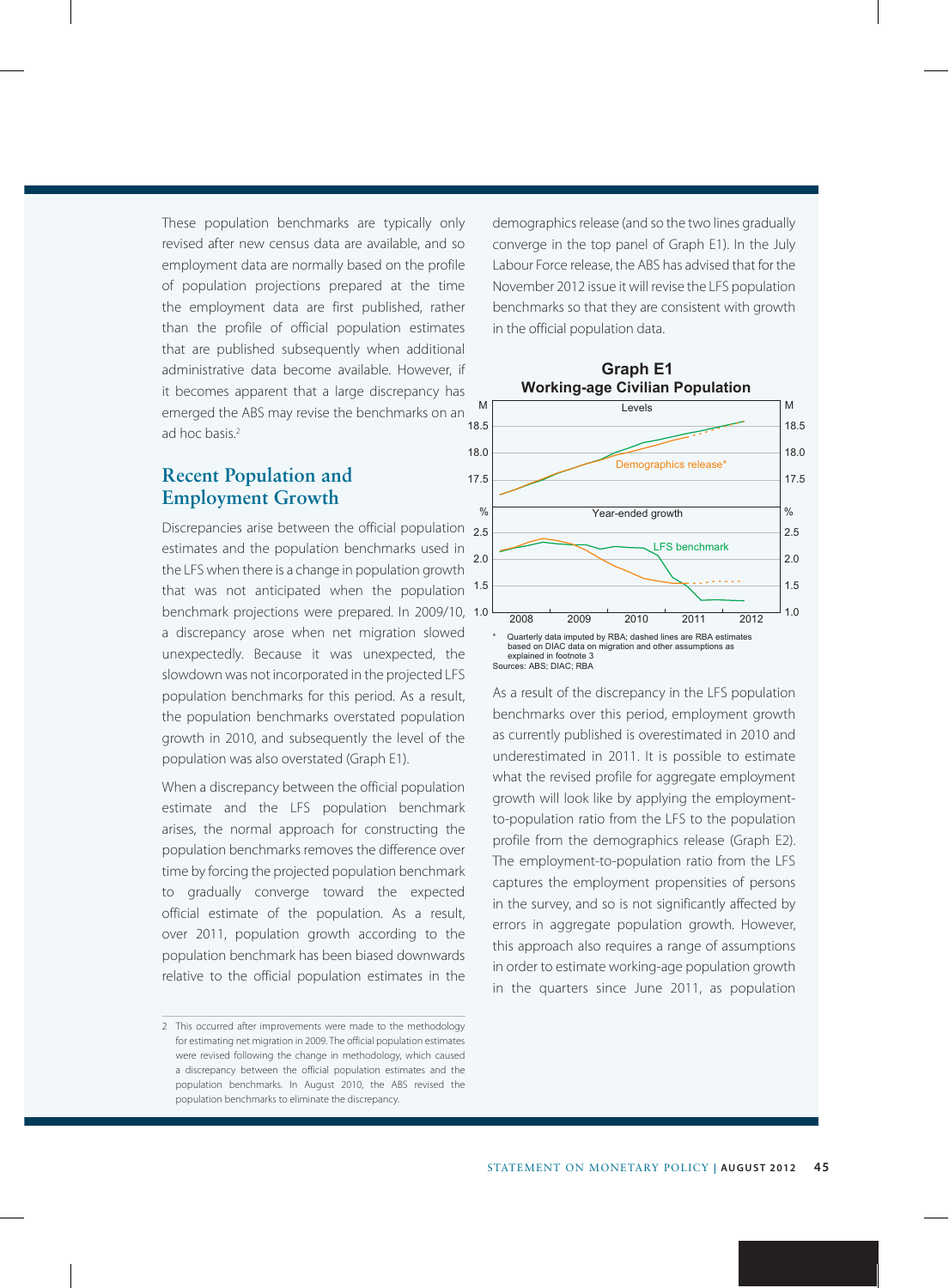These population benchmarks are typically only revised after new census data are available, and so employment data are normally based on the profile of population projections prepared at the time the employment data are first published, rather than the profile of official population estimates that are published subsequently when additional administrative data become available. However, if it becomes apparent that a large discrepancy has emerged the ABS may revise the benchmarks on an ad hoc basis.[2]

## Recent Population and Employment Growth

Discrepancies arise between the official population estimates and the population benchmarks used in the LFS when there is a change in population growth that was not anticipated when the population benchmark projections were prepared. In 2009/10, a discrepancy arose when net migration slowed unexpectedly. Because it was unexpected, the slowdown was not incorporated in the projected LFS population benchmarks for this period. As a result, the population benchmarks overstated population growth in 2010, and subsequently the level of the population was also overstated (Graph E1).

When a discrepancy between the official population estimate and the LFS population benchmark arises, the normal approach for constructing the population benchmarks removes the difference over time by forcing the projected population benchmark to gradually converge toward the expected official estimate of the population. As a result, over 2011, population growth according to the population benchmark has been biased downwards relative to the official population estimates in the demographics release (and so the two lines gradually converge in the top panel of Graph E1). In the July Labour Force release, the ABS has advised that for the November 2012 issue it will revise the LFS population benchmarks so that they are consistent with growth in the official population data.

**Graph E1**
**Working-age Civilian Population**

\* Quarterly data imputed by RBA; dashed lines are RBA estimates based on DIAC data on migration and other assumptions as explained in footnote 3

Sources: ABS; DIAC; RBA

As a result of the discrepancy in the LFS population benchmarks over this period, employment growth as currently published is overestimated in 2010 and underestimated in 2011. It is possible to estimate what the revised profile for aggregate employment growth will look like by applying the employment-to-population ratio from the LFS to the population profile from the demographics release (Graph E2). The employment-to-population ratio from the LFS captures the employment propensities of persons in the survey, and so is not significantly affected by errors in aggregate population growth. However, this approach also requires a range of assumptions in order to estimate working-age population growth in the quarters since June 2011, as population

---

2 This occurred after improvements were made to the methodology for estimating net migration in 2009. The official population estimates were revised following the change in methodology, which caused a discrepancy between the official population estimates and the population benchmarks. In August 2010, the ABS revised the population benchmarks to eliminate the discrepancy.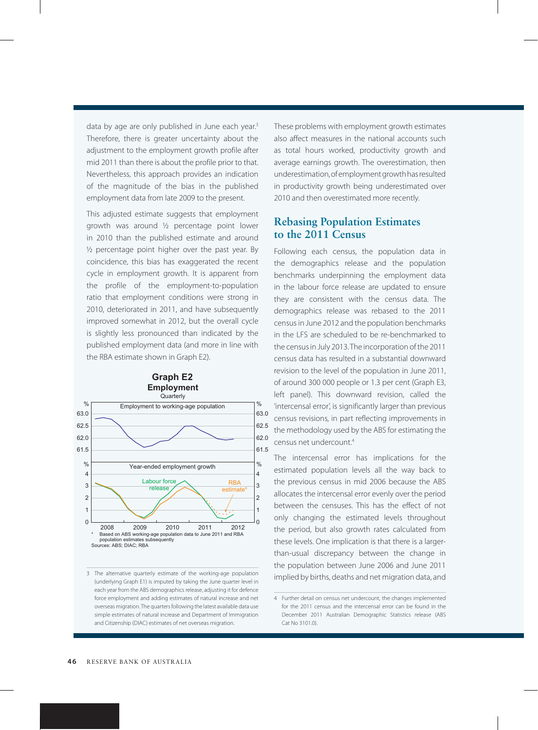data by age are only published in June each year.[3] Therefore, there is greater uncertainty about the adjustment to the employment growth profile after mid 2011 than there is about the profile prior to that. Nevertheless, this approach provides an indication of the magnitude of the bias in the published employment data from late 2009 to the present.

This adjusted estimate suggests that employment growth was around ½ percentage point lower in 2010 than the published estimate and around ½ percentage point higher over the past year. By coincidence, this bias has exaggerated the recent cycle in employment growth. It is apparent from the profile of the employment-to-population ratio that employment conditions were strong in 2010, deteriorated in 2011, and have subsequently improved somewhat in 2012, but the overall cycle is slightly less pronounced than indicated by the published employment data (and more in line with the RBA estimate shown in Graph E2).

**Graph E2**
**Employment**
Quarterly

Employment to working-age population

Year-ended employment growth

Labour force release — RBA estimate*

\* Based on ABS working-age population data to June 2011 and RBA population estimates subsequently

Sources: ABS; DIAC; RBA

These problems with employment growth estimates also affect measures in the national accounts such as total hours worked, productivity growth and average earnings growth. The overestimation, then underestimation, of employment growth has resulted in productivity growth being underestimated over 2010 and then overestimated more recently.

## Rebasing Population Estimates to the 2011 Census

Following each census, the population data in the demographics release and the population benchmarks underpinning the employment data in the labour force release are updated to ensure they are consistent with the census data. The demographics release was rebased to the 2011 census in June 2012 and the population benchmarks in the LFS are scheduled to be re-benchmarked to the census in July 2013. The incorporation of the 2011 census data has resulted in a substantial downward revision to the level of the population in June 2011, of around 300 000 people or 1.3 per cent (Graph E3, left panel). This downward revision, called the 'intercensal error', is significantly larger than previous census revisions, in part reflecting improvements in the methodology used by the ABS for estimating the census net undercount.[4]

The intercensal error has implications for the estimated population levels all the way back to the previous census in mid 2006 because the ABS allocates the intercensal error evenly over the period between the censuses. This has the effect of not only changing the estimated levels throughout the period, but also growth rates calculated from these levels. One implication is that there is a larger-than-usual discrepancy between the change in the population between June 2006 and June 2011 implied by births, deaths and net migration data, and

---

3 The alternative quarterly estimate of the working-age population (underlying Graph E1) is imputed by taking the June quarter level in each year from the ABS demographics release, adjusting it for defence force employment and adding estimates of natural increase and net overseas migration. The quarters following the latest available data use simple estimates of natural increase and Department of Immigration and Citizenship (DIAC) estimates of net overseas migration.

4 Further detail on census net undercount, the changes implemented for the 2011 census and the intercensal error can be found in the December 2011 Australian Demographic Statistics release (ABS Cat No 3101.0).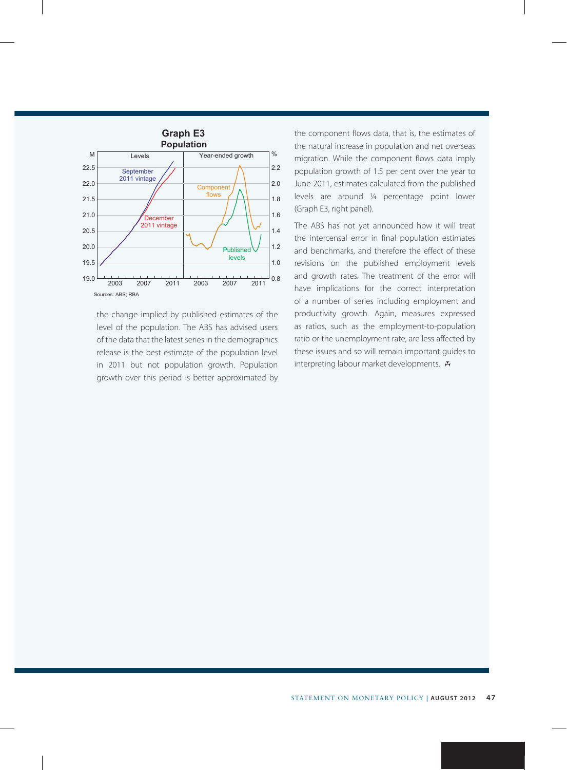**Graph E3**
**Population**

M
Levels
Year-ended growth
%

22.5
22.0
21.5
21.0
20.5
20.0
19.5
19.0

2.2
2.0
1.8
1.6
1.4
1.2
1.0
0.8

September 2011 vintage
December 2011 vintage
Component flows
Published levels

2003
2007
2011
2003
2007
2011

Sources: ABS; RBA

the change implied by published estimates of the level of the population. The ABS has advised users of the data that the latest series in the demographics release is the best estimate of the population level in 2011 but not population growth. Population growth over this period is better approximated by the component flows data, that is, the estimates of the natural increase in population and net overseas migration. While the component flows data imply population growth of 1.5 per cent over the year to June 2011, estimates calculated from the published levels are around ¼ percentage point lower (Graph E3, right panel).

The ABS has not yet announced how it will treat the intercensal error in final population estimates and benchmarks, and therefore the effect of these revisions on the published employment levels and growth rates. The treatment of the error will have implications for the correct interpretation of a number of series including employment and productivity growth. Again, measures expressed as ratios, such as the employment-to-population ratio or the unemployment rate, are less affected by these issues and so will remain important guides to interpreting labour market developments.